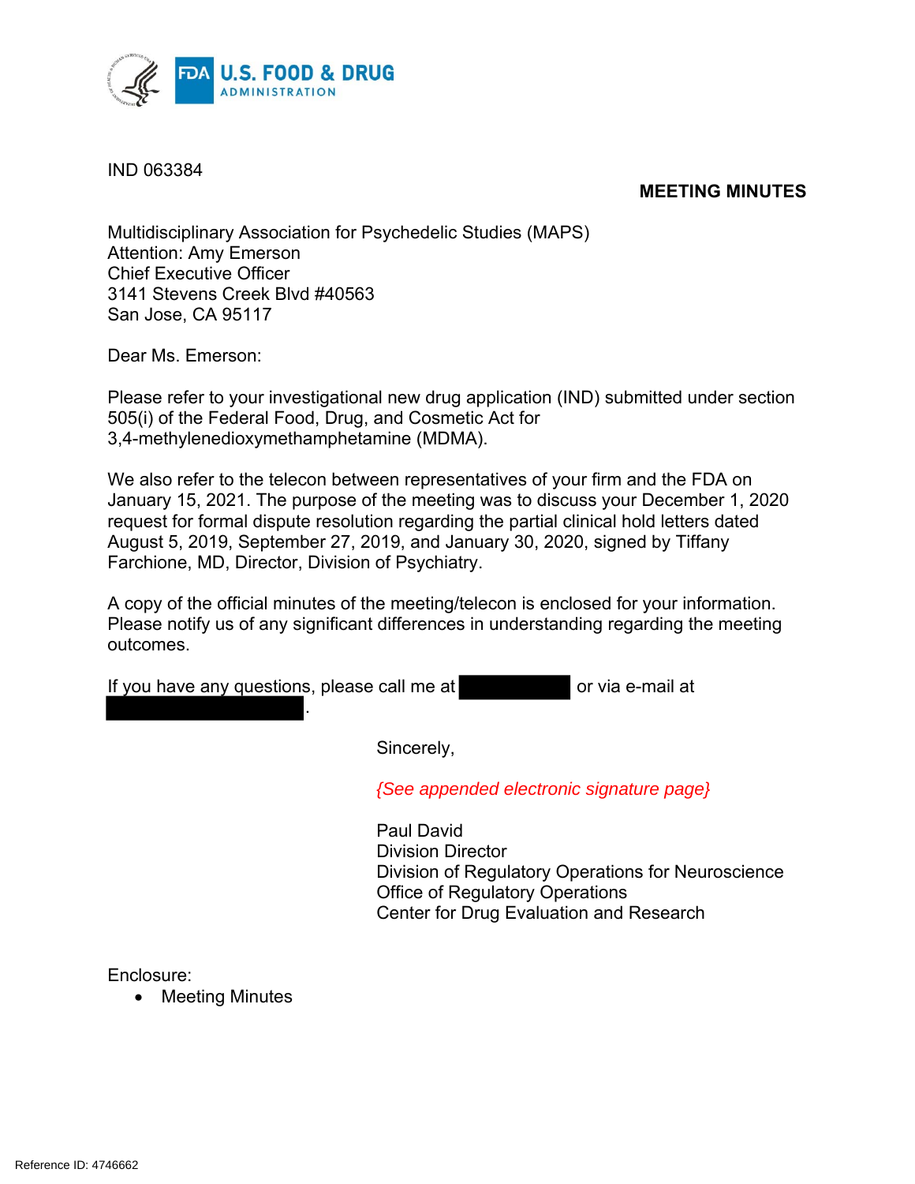IND 063384

**MEETING MINUTES**

Multidisciplinary Association for Psychedelic Studies (MAPS)
Attention: Amy Emerson
Chief Executive Officer
3141 Stevens Creek Blvd #40563
San Jose, CA 95117

Dear Ms. Emerson:

Please refer to your investigational new drug application (IND) submitted under section 505(i) of the Federal Food, Drug, and Cosmetic Act for 3,4-methylenedioxymethamphetamine (MDMA).

We also refer to the telecon between representatives of your firm and the FDA on January 15, 2021. The purpose of the meeting was to discuss your December 1, 2020 request for formal dispute resolution regarding the partial clinical hold letters dated August 5, 2019, September 27, 2019, and January 30, 2020, signed by Tiffany Farchione, MD, Director, Division of Psychiatry.

A copy of the official minutes of the meeting/telecon is enclosed for your information. Please notify us of any significant differences in understanding regarding the meeting outcomes.

If you have any questions, please call me at [redacted] or via e-mail at [redacted].

Sincerely,

*{See appended electronic signature page}*

Paul David
Division Director
Division of Regulatory Operations for Neuroscience
Office of Regulatory Operations
Center for Drug Evaluation and Research

Enclosure:

- Meeting Minutes

Reference ID: 4746662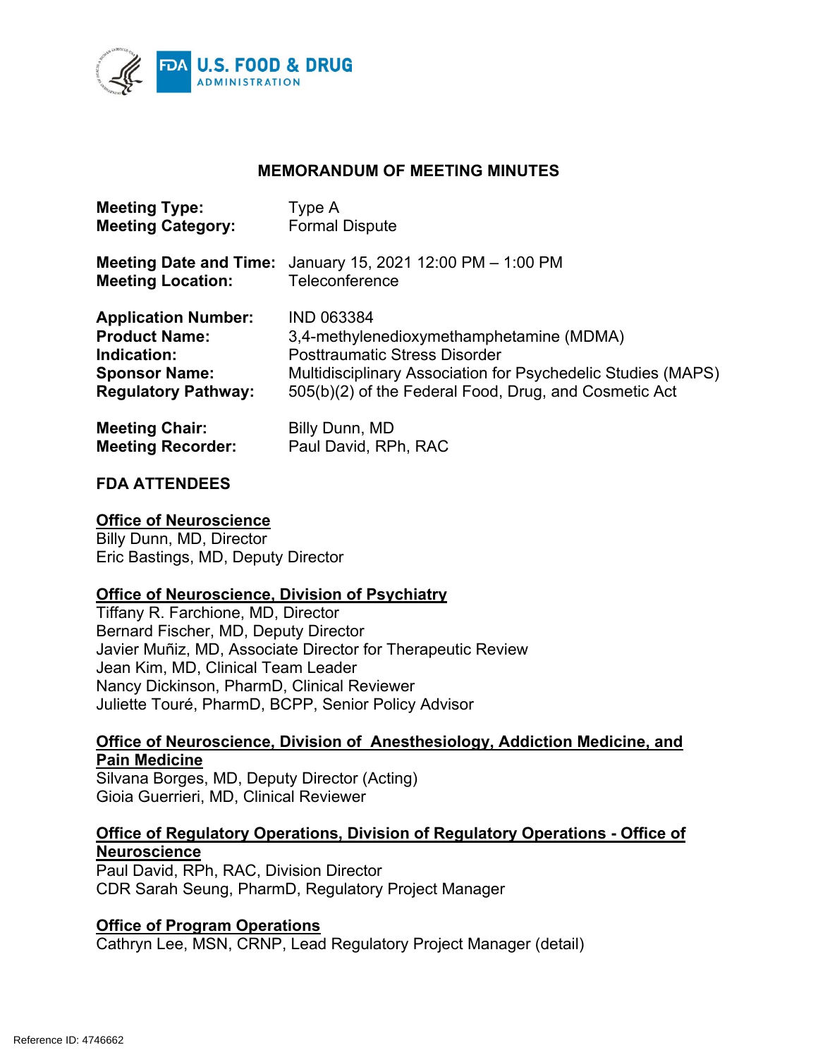## MEMORANDUM OF MEETING MINUTES

**Meeting Type:** Type A
**Meeting Category:** Formal Dispute

**Meeting Date and Time:** January 15, 2021 12:00 PM – 1:00 PM
**Meeting Location:** Teleconference

**Application Number:** IND 063384
**Product Name:** 3,4-methylenedioxymethamphetamine (MDMA)
**Indication:** Posttraumatic Stress Disorder
**Sponsor Name:** Multidisciplinary Association for Psychedelic Studies (MAPS)
**Regulatory Pathway:** 505(b)(2) of the Federal Food, Drug, and Cosmetic Act

**Meeting Chair:** Billy Dunn, MD
**Meeting Recorder:** Paul David, RPh, RAC

### FDA ATTENDEES

**Office of Neuroscience**
Billy Dunn, MD, Director
Eric Bastings, MD, Deputy Director

**Office of Neuroscience, Division of Psychiatry**
Tiffany R. Farchione, MD, Director
Bernard Fischer, MD, Deputy Director
Javier Muñiz, MD, Associate Director for Therapeutic Review
Jean Kim, MD, Clinical Team Leader
Nancy Dickinson, PharmD, Clinical Reviewer
Juliette Touré, PharmD, BCPP, Senior Policy Advisor

**Office of Neuroscience, Division of Anesthesiology, Addiction Medicine, and Pain Medicine**
Silvana Borges, MD, Deputy Director (Acting)
Gioia Guerrieri, MD, Clinical Reviewer

**Office of Regulatory Operations, Division of Regulatory Operations - Office of Neuroscience**
Paul David, RPh, RAC, Division Director
CDR Sarah Seung, PharmD, Regulatory Project Manager

**Office of Program Operations**
Cathryn Lee, MSN, CRNP, Lead Regulatory Project Manager (detail)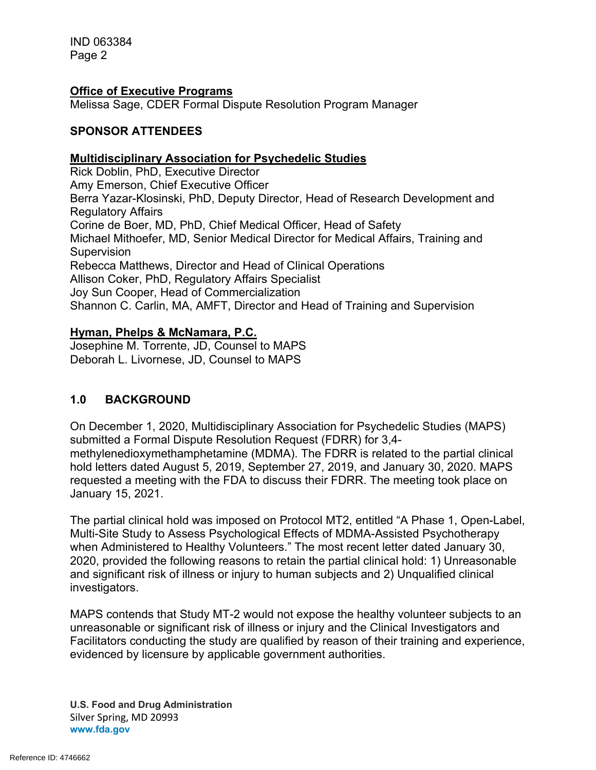**Office of Executive Programs**
Melissa Sage, CDER Formal Dispute Resolution Program Manager

**SPONSOR ATTENDEES**

**Multidisciplinary Association for Psychedelic Studies**
Rick Doblin, PhD, Executive Director
Amy Emerson, Chief Executive Officer
Berra Yazar-Klosinski, PhD, Deputy Director, Head of Research Development and Regulatory Affairs
Corine de Boer, MD, PhD, Chief Medical Officer, Head of Safety
Michael Mithoefer, MD, Senior Medical Director for Medical Affairs, Training and Supervision
Rebecca Matthews, Director and Head of Clinical Operations
Allison Coker, PhD, Regulatory Affairs Specialist
Joy Sun Cooper, Head of Commercialization
Shannon C. Carlin, MA, AMFT, Director and Head of Training and Supervision

**Hyman, Phelps & McNamara, P.C.**
Josephine M. Torrente, JD, Counsel to MAPS
Deborah L. Livornese, JD, Counsel to MAPS

## 1.0 BACKGROUND

On December 1, 2020, Multidisciplinary Association for Psychedelic Studies (MAPS) submitted a Formal Dispute Resolution Request (FDRR) for 3,4-methylenedioxymethamphetamine (MDMA). The FDRR is related to the partial clinical hold letters dated August 5, 2019, September 27, 2019, and January 30, 2020. MAPS requested a meeting with the FDA to discuss their FDRR. The meeting took place on January 15, 2021.

The partial clinical hold was imposed on Protocol MT2, entitled "A Phase 1, Open-Label, Multi-Site Study to Assess Psychological Effects of MDMA-Assisted Psychotherapy when Administered to Healthy Volunteers." The most recent letter dated January 30, 2020, provided the following reasons to retain the partial clinical hold: 1) Unreasonable and significant risk of illness or injury to human subjects and 2) Unqualified clinical investigators.

MAPS contends that Study MT-2 would not expose the healthy volunteer subjects to an unreasonable or significant risk of illness or injury and the Clinical Investigators and Facilitators conducting the study are qualified by reason of their training and experience, evidenced by licensure by applicable government authorities.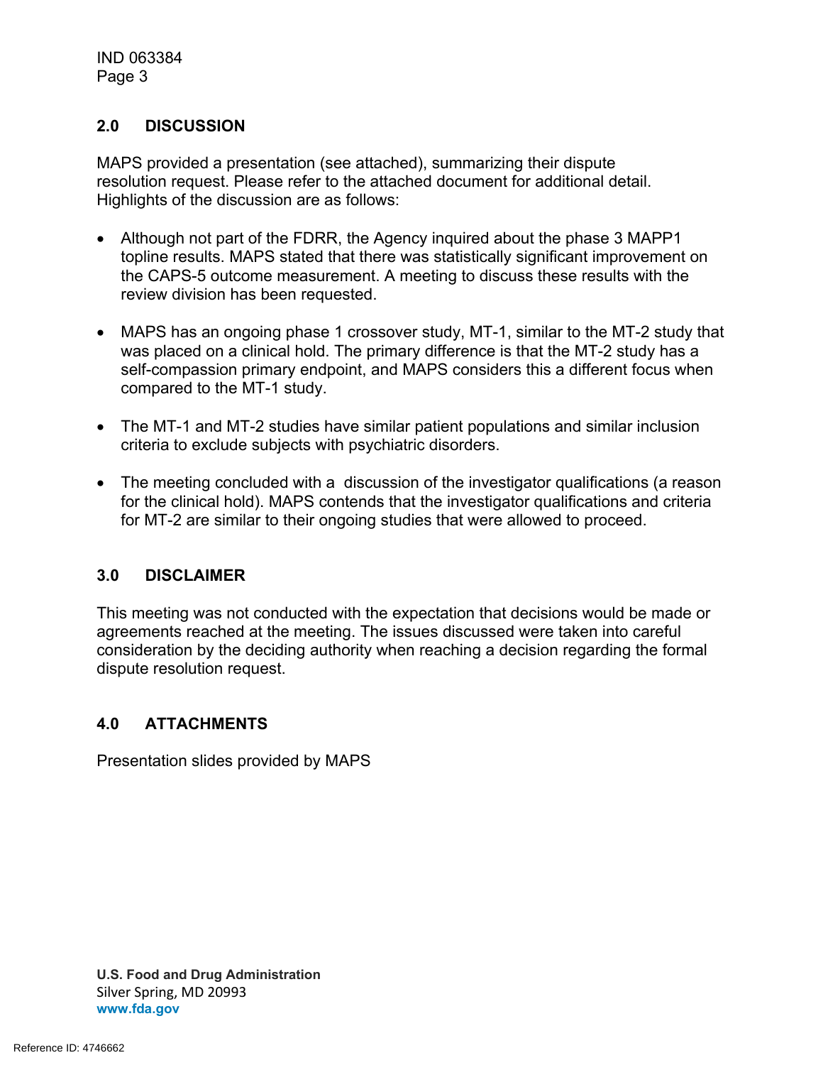## 2.0 DISCUSSION

MAPS provided a presentation (see attached), summarizing their dispute resolution request. Please refer to the attached document for additional detail. Highlights of the discussion are as follows:

- Although not part of the FDRR, the Agency inquired about the phase 3 MAPP1 topline results. MAPS stated that there was statistically significant improvement on the CAPS-5 outcome measurement. A meeting to discuss these results with the review division has been requested.
- MAPS has an ongoing phase 1 crossover study, MT-1, similar to the MT-2 study that was placed on a clinical hold. The primary difference is that the MT-2 study has a self-compassion primary endpoint, and MAPS considers this a different focus when compared to the MT-1 study.
- The MT-1 and MT-2 studies have similar patient populations and similar inclusion criteria to exclude subjects with psychiatric disorders.
- The meeting concluded with a discussion of the investigator qualifications (a reason for the clinical hold). MAPS contends that the investigator qualifications and criteria for MT-2 are similar to their ongoing studies that were allowed to proceed.

## 3.0 DISCLAIMER

This meeting was not conducted with the expectation that decisions would be made or agreements reached at the meeting. The issues discussed were taken into careful consideration by the deciding authority when reaching a decision regarding the formal dispute resolution request.

## 4.0 ATTACHMENTS

Presentation slides provided by MAPS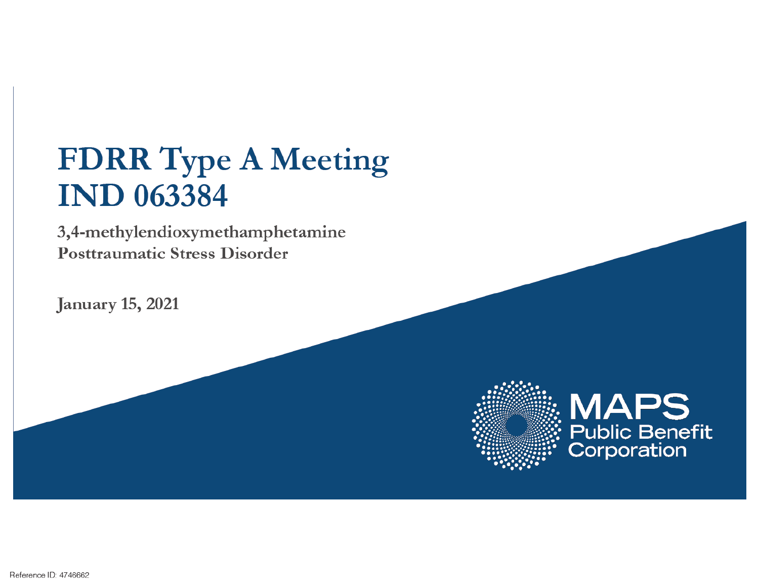# FDRR Type A Meeting IND 063384

**3,4-methylendioxymethamphetamine**
**Posttraumatic Stress Disorder**

**January 15, 2021**

MAPS Public Benefit Corporation

Reference ID: 4746662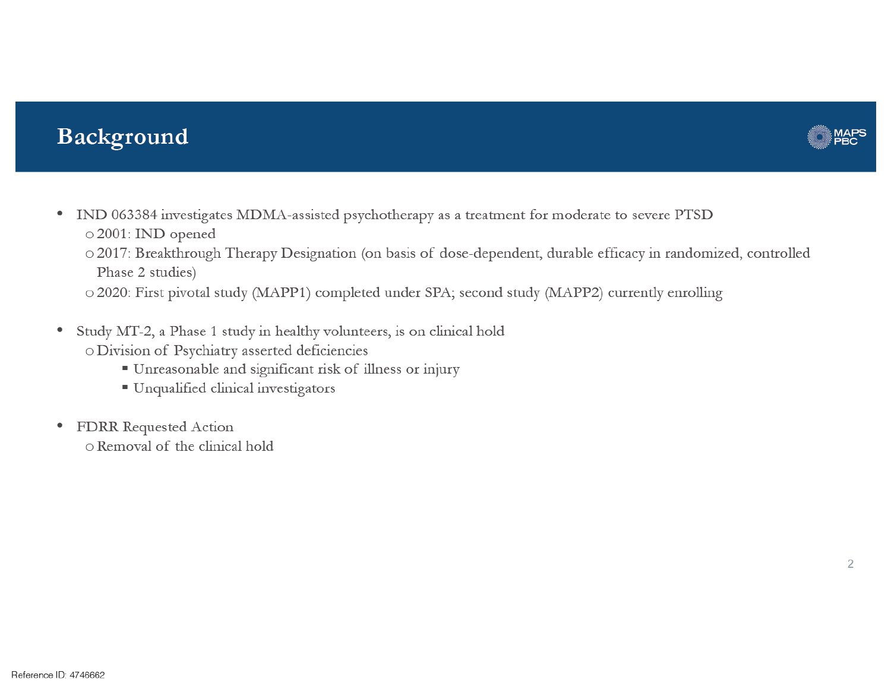## Background

- IND 063384 investigates MDMA-assisted psychotherapy as a treatment for moderate to severe PTSD
  - 2001: IND opened
  - 2017: Breakthrough Therapy Designation (on basis of dose-dependent, durable efficacy in randomized, controlled Phase 2 studies)
  - 2020: First pivotal study (MAPP1) completed under SPA; second study (MAPP2) currently enrolling

- Study MT-2, a Phase 1 study in healthy volunteers, is on clinical hold
  - Division of Psychiatry asserted deficiencies
    - Unreasonable and significant risk of illness or injury
    - Unqualified clinical investigators

- FDRR Requested Action
  - Removal of the clinical hold

Reference ID: 4746662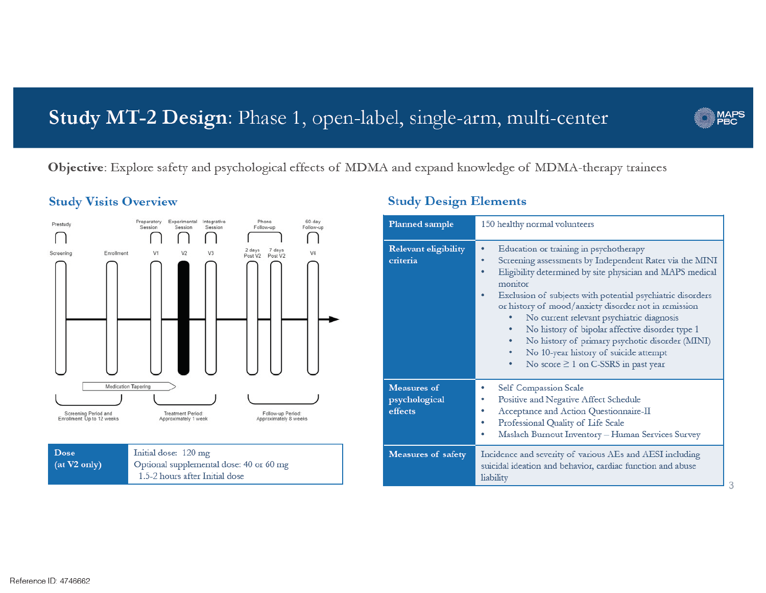# Study MT-2 Design: Phase 1, open-label, single-arm, multi-center

**Objective**: Explore safety and psychological effects of MDMA and expand knowledge of MDMA-therapy trainees

## Study Visits Overview

Prestudy | Preparatory Session | Experimental Session | Integrative Session | Phone Follow-up | 60-day Follow-up

Screening | Enrollment | V1 | V2 | V3 | 2 days Post V2 | 7 days Post V2 | V4

Medication Tapering

Screening Period and Enrollment: Up to 12 weeks | Treatment Period: Approximately 1 week | Follow-up Period: Approximately 8 weeks

| Dose (at V2 only) | Initial dose: 120 mg<br>Optional supplemental dose: 40 or 60 mg 1.5-2 hours after Initial dose |
|---|---|

## Study Design Elements

| | |
|---|---|
| **Planned sample** | 150 healthy normal volunteers |
| **Relevant eligibility criteria** | • Education or training in psychotherapy<br>• Screening assessments by Independent Rater via the MINI<br>• Eligibility determined by site physician and MAPS medical monitor<br>• Exclusion of subjects with potential psychiatric disorders or history of mood/anxiety disorder not in remission<br>  ◦ No current relevant psychiatric diagnosis<br>  ◦ No history of bipolar affective disorder type 1<br>  ◦ No history of primary psychotic disorder (MINI)<br>  ◦ No 10-year history of suicide attempt<br>  ◦ No score ≥ 1 on C-SSRS in past year |
| **Measures of psychological effects** | • Self Compassion Scale<br>• Positive and Negative Affect Schedule<br>• Acceptance and Action Questionnaire-II<br>• Professional Quality of Life Scale<br>• Maslach Burnout Inventory – Human Services Survey |
| **Measures of safety** | Incidence and severity of various AEs and AESI including suicidal ideation and behavior, cardiac function and abuse liability |

Reference ID: 4746662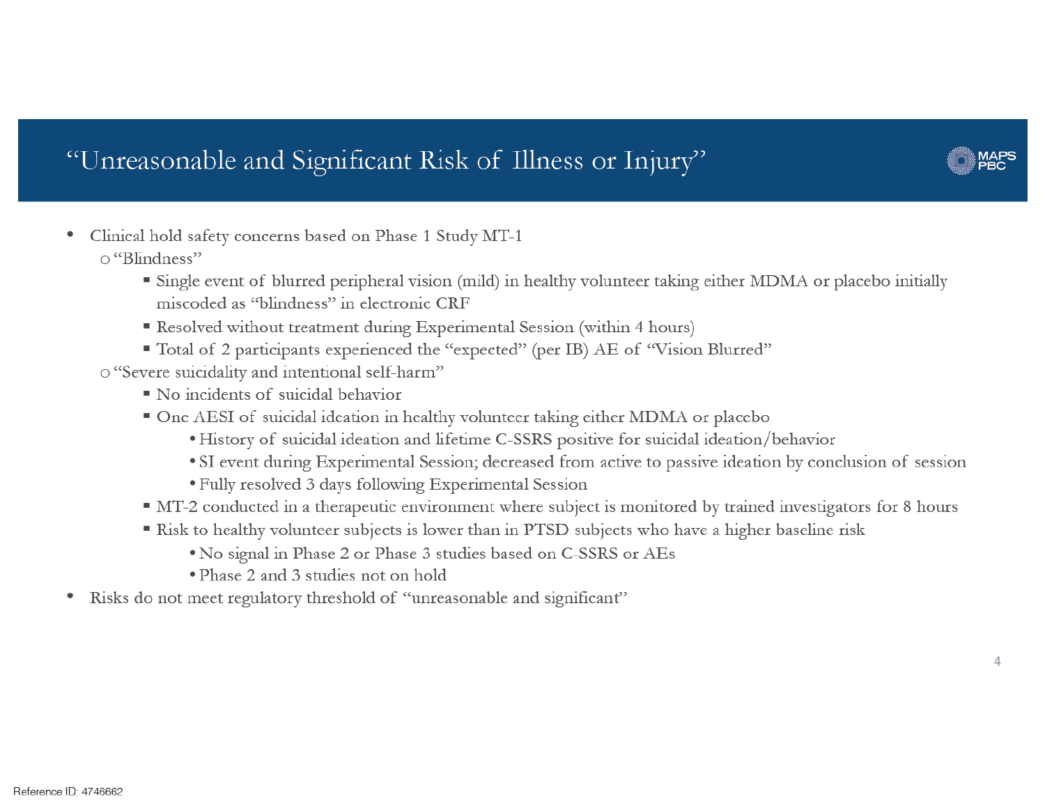# "Unreasonable and Significant Risk of Illness or Injury"

- Clinical hold safety concerns based on Phase 1 Study MT-1
  - "Blindness"
    - Single event of blurred peripheral vision (mild) in healthy volunteer taking either MDMA or placebo initially miscoded as "blindness" in electronic CRF
    - Resolved without treatment during Experimental Session (within 4 hours)
    - Total of 2 participants experienced the "expected" (per IB) AE of "Vision Blurred"
  - "Severe suicidality and intentional self-harm"
    - No incidents of suicidal behavior
    - One AESI of suicidal ideation in healthy volunteer taking either MDMA or placebo
      - History of suicidal ideation and lifetime C-SSRS positive for suicidal ideation/behavior
      - SI event during Experimental Session; decreased from active to passive ideation by conclusion of session
      - Fully resolved 3 days following Experimental Session
    - MT-2 conducted in a therapeutic environment where subject is monitored by trained investigators for 8 hours
    - Risk to healthy volunteer subjects is lower than in PTSD subjects who have a higher baseline risk
      - No signal in Phase 2 or Phase 3 studies based on C-SSRS or AEs
      - Phase 2 and 3 studies not on hold
- Risks do not meet regulatory threshold of "unreasonable and significant"

Reference ID: 4746662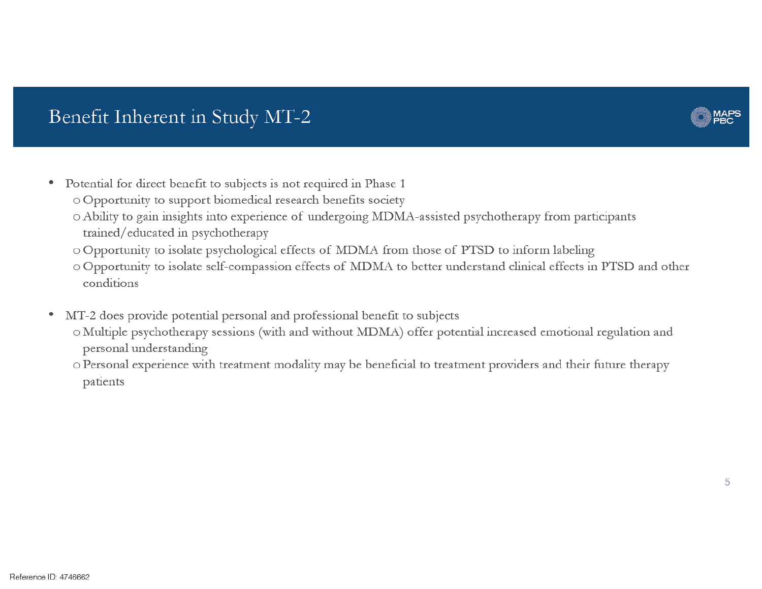# Benefit Inherent in Study MT-2

- Potential for direct benefit to subjects is not required in Phase 1
  - Opportunity to support biomedical research benefits society
  - Ability to gain insights into experience of undergoing MDMA-assisted psychotherapy from participants trained/educated in psychotherapy
  - Opportunity to isolate psychological effects of MDMA from those of PTSD to inform labeling
  - Opportunity to isolate self-compassion effects of MDMA to better understand clinical effects in PTSD and other conditions

- MT-2 does provide potential personal and professional benefit to subjects
  - Multiple psychotherapy sessions (with and without MDMA) offer potential increased emotional regulation and personal understanding
  - Personal experience with treatment modality may be beneficial to treatment providers and their future therapy patients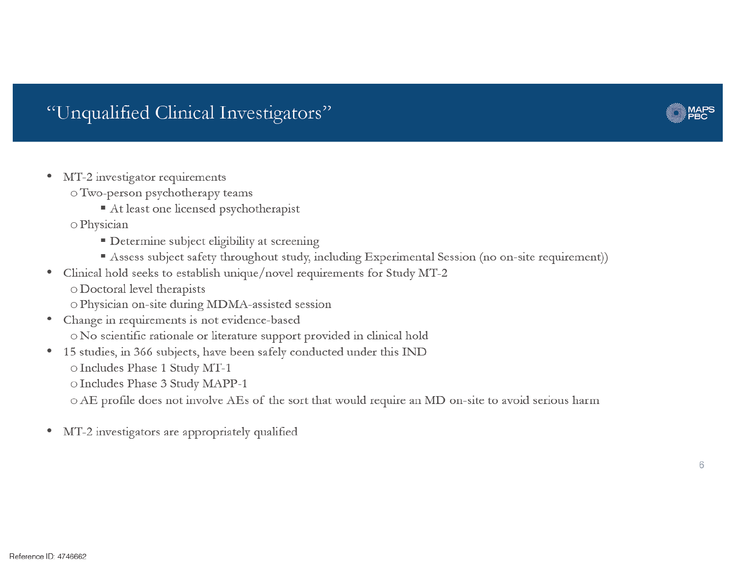# "Unqualified Clinical Investigators"

- MT-2 investigator requirements
  - Two-person psychotherapy teams
    - At least one licensed psychotherapist
  - Physician
    - Determine subject eligibility at screening
    - Assess subject safety throughout study, including Experimental Session (no on-site requirement))
- Clinical hold seeks to establish unique/novel requirements for Study MT-2
  - Doctoral level therapists
  - Physician on-site during MDMA-assisted session
- Change in requirements is not evidence-based
  - No scientific rationale or literature support provided in clinical hold
- 15 studies, in 366 subjects, have been safely conducted under this IND
  - Includes Phase 1 Study MT-1
  - Includes Phase 3 Study MAPP-1
  - AE profile does not involve AEs of the sort that would require an MD on-site to avoid serious harm
- MT-2 investigators are appropriately qualified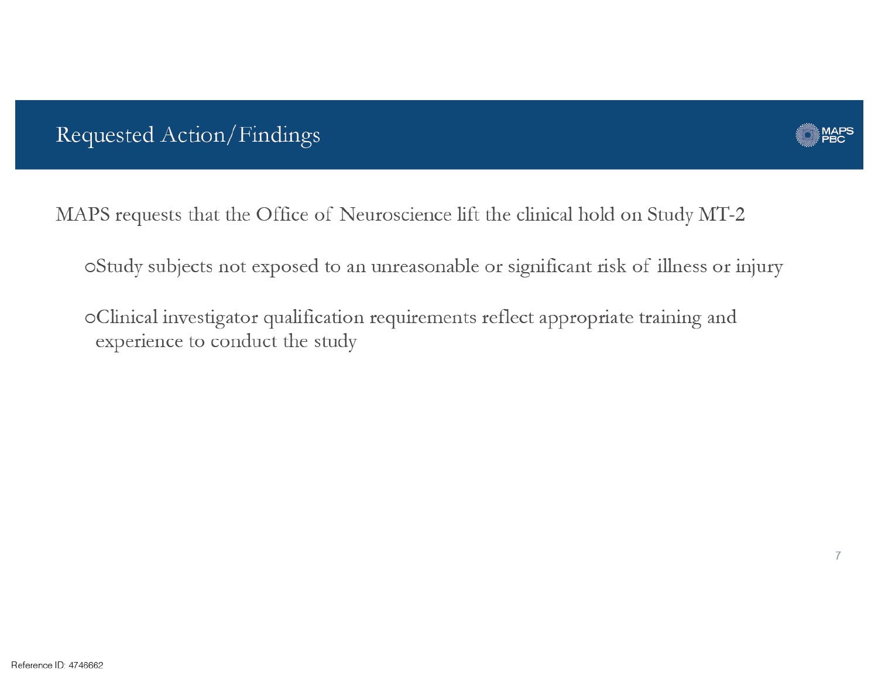# Requested Action/Findings

MAPS requests that the Office of Neuroscience lift the clinical hold on Study MT-2

- Study subjects not exposed to an unreasonable or significant risk of illness or injury
- Clinical investigator qualification requirements reflect appropriate training and experience to conduct the study

Reference ID: 4746662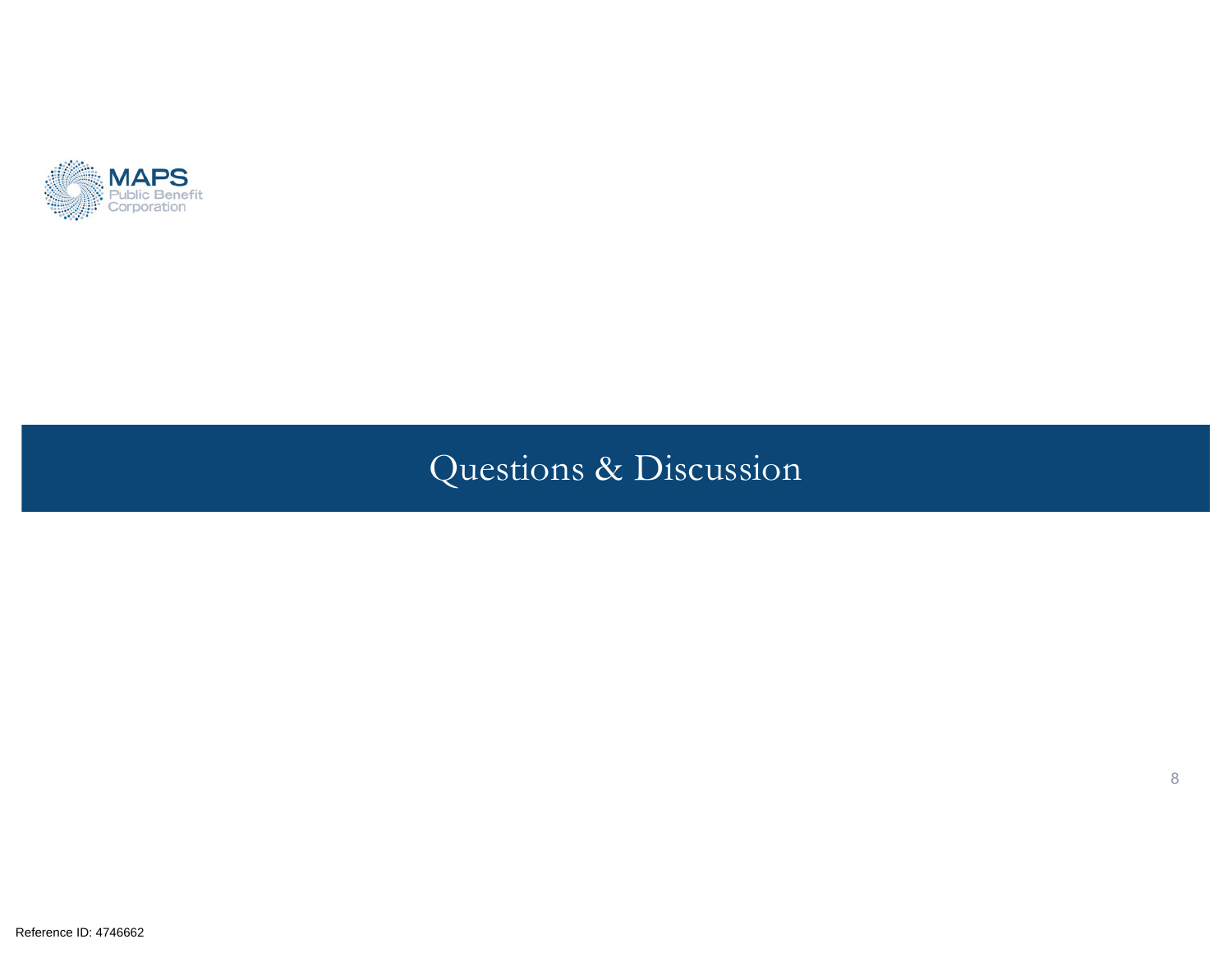MAPS
Public Benefit
Corporation

# Questions & Discussion

Reference ID: 4746662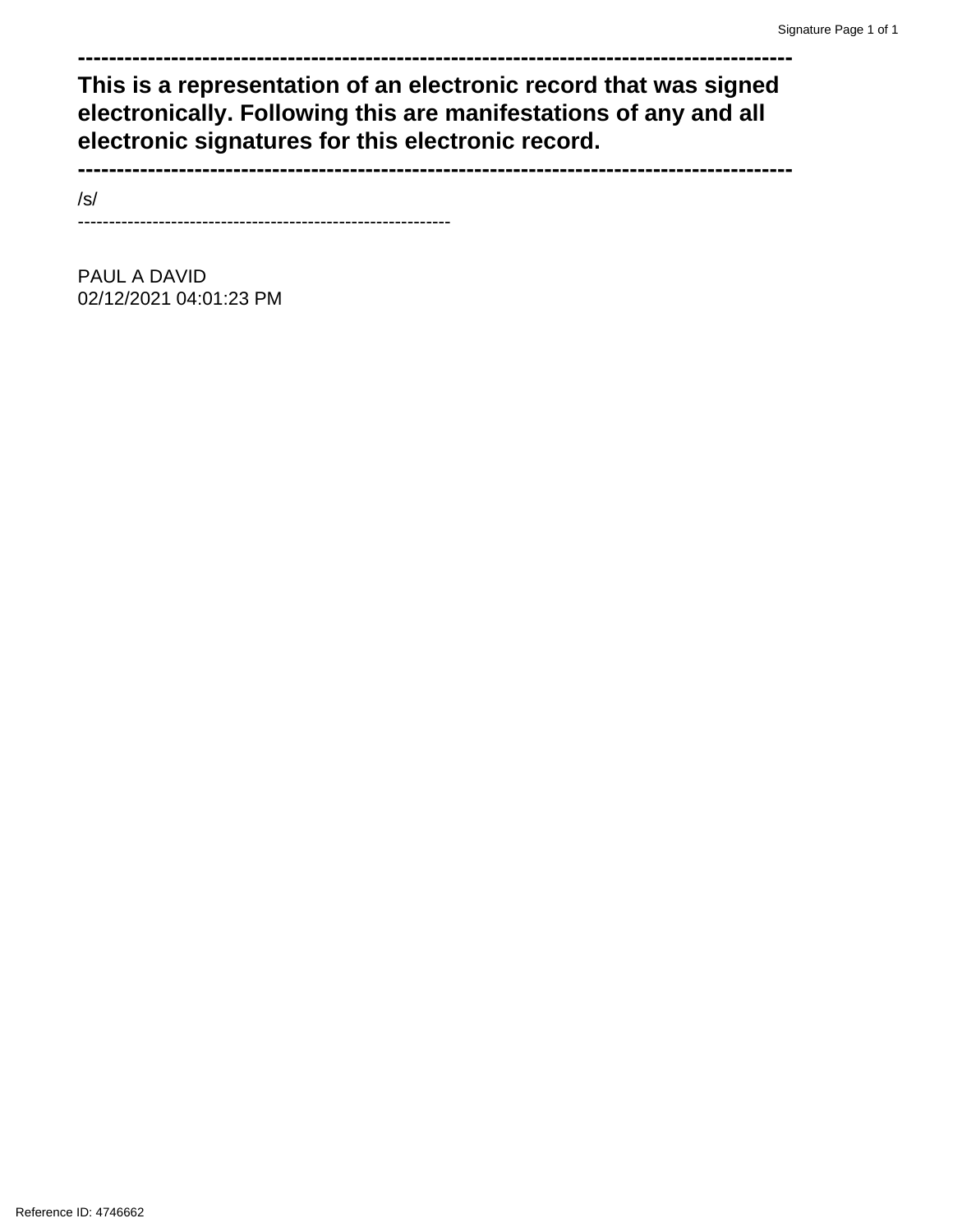---------------------------------------------------------------------------------------------

**This is a representation of an electronic record that was signed electronically. Following this are manifestations of any and all electronic signatures for this electronic record.**

---------------------------------------------------------------------------------------------

/s/

------------------------------------------------------------

PAUL A DAVID
02/12/2021 04:01:23 PM